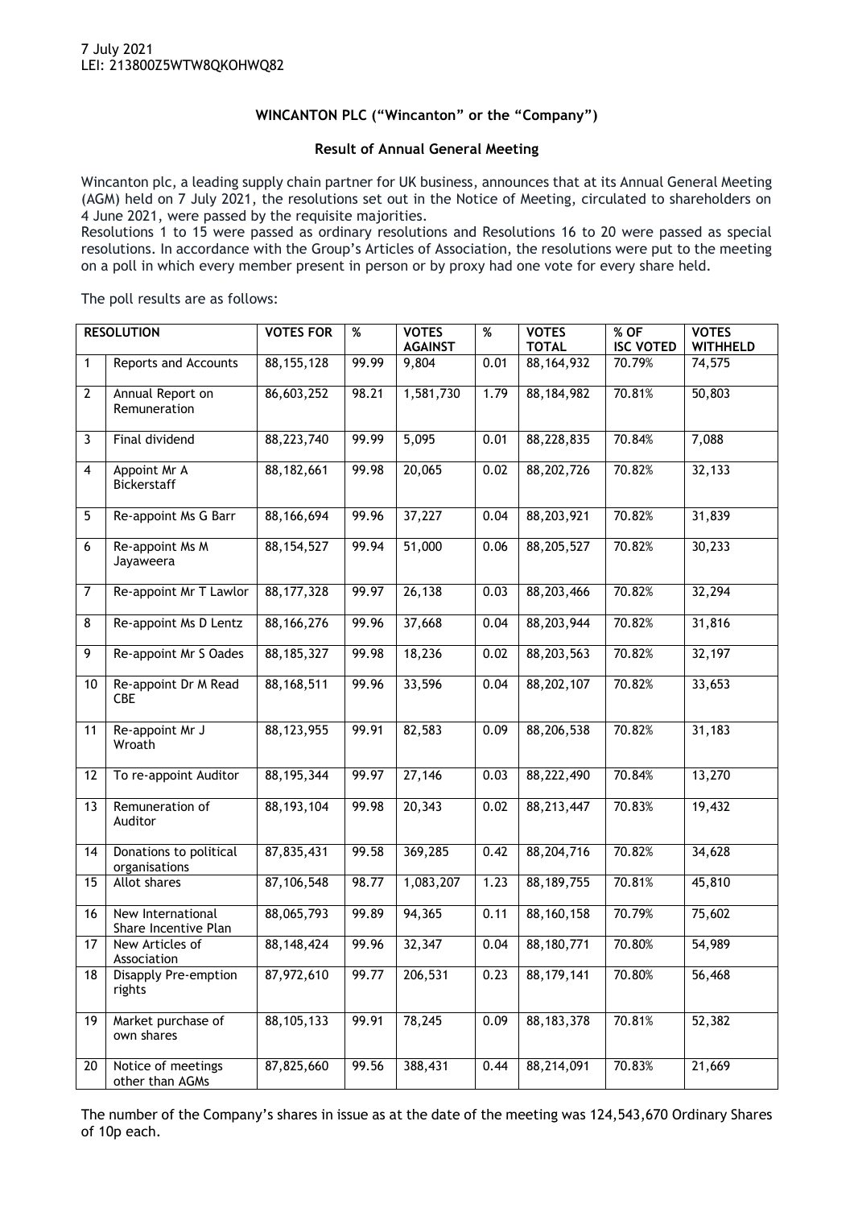7 July 2021
LEI: 213800Z5WTW8QKOHWQ82

**WINCANTON PLC ("Wincanton" or the "Company")**

**Result of Annual General Meeting**

Wincanton plc, a leading supply chain partner for UK business, announces that at its Annual General Meeting (AGM) held on 7 July 2021, the resolutions set out in the Notice of Meeting, circulated to shareholders on 4 June 2021, were passed by the requisite majorities.

Resolutions 1 to 15 were passed as ordinary resolutions and Resolutions 16 to 20 were passed as special resolutions. In accordance with the Group's Articles of Association, the resolutions were put to the meeting on a poll in which every member present in person or by proxy had one vote for every share held.

The poll results are as follows:

| RESOLUTION | | VOTES FOR | % | VOTES AGAINST | % | VOTES TOTAL | % OF ISC VOTED | VOTES WITHHELD |
|---|---|---|---|---|---|---|---|---|
| 1 | Reports and Accounts | 88,155,128 | 99.99 | 9,804 | 0.01 | 88,164,932 | 70.79% | 74,575 |
| 2 | Annual Report on Remuneration | 86,603,252 | 98.21 | 1,581,730 | 1.79 | 88,184,982 | 70.81% | 50,803 |
| 3 | Final dividend | 88,223,740 | 99.99 | 5,095 | 0.01 | 88,228,835 | 70.84% | 7,088 |
| 4 | Appoint Mr A Bickerstaff | 88,182,661 | 99.98 | 20,065 | 0.02 | 88,202,726 | 70.82% | 32,133 |
| 5 | Re-appoint Ms G Barr | 88,166,694 | 99.96 | 37,227 | 0.04 | 88,203,921 | 70.82% | 31,839 |
| 6 | Re-appoint Ms M Jayaweera | 88,154,527 | 99.94 | 51,000 | 0.06 | 88,205,527 | 70.82% | 30,233 |
| 7 | Re-appoint Mr T Lawlor | 88,177,328 | 99.97 | 26,138 | 0.03 | 88,203,466 | 70.82% | 32,294 |
| 8 | Re-appoint Ms D Lentz | 88,166,276 | 99.96 | 37,668 | 0.04 | 88,203,944 | 70.82% | 31,816 |
| 9 | Re-appoint Mr S Oades | 88,185,327 | 99.98 | 18,236 | 0.02 | 88,203,563 | 70.82% | 32,197 |
| 10 | Re-appoint Dr M Read CBE | 88,168,511 | 99.96 | 33,596 | 0.04 | 88,202,107 | 70.82% | 33,653 |
| 11 | Re-appoint Mr J Wroath | 88,123,955 | 99.91 | 82,583 | 0.09 | 88,206,538 | 70.82% | 31,183 |
| 12 | To re-appoint Auditor | 88,195,344 | 99.97 | 27,146 | 0.03 | 88,222,490 | 70.84% | 13,270 |
| 13 | Remuneration of Auditor | 88,193,104 | 99.98 | 20,343 | 0.02 | 88,213,447 | 70.83% | 19,432 |
| 14 | Donations to political organisations | 87,835,431 | 99.58 | 369,285 | 0.42 | 88,204,716 | 70.82% | 34,628 |
| 15 | Allot shares | 87,106,548 | 98.77 | 1,083,207 | 1.23 | 88,189,755 | 70.81% | 45,810 |
| 16 | New International Share Incentive Plan | 88,065,793 | 99.89 | 94,365 | 0.11 | 88,160,158 | 70.79% | 75,602 |
| 17 | New Articles of Association | 88,148,424 | 99.96 | 32,347 | 0.04 | 88,180,771 | 70.80% | 54,989 |
| 18 | Disapply Pre-emption rights | 87,972,610 | 99.77 | 206,531 | 0.23 | 88,179,141 | 70.80% | 56,468 |
| 19 | Market purchase of own shares | 88,105,133 | 99.91 | 78,245 | 0.09 | 88,183,378 | 70.81% | 52,382 |
| 20 | Notice of meetings other than AGMs | 87,825,660 | 99.56 | 388,431 | 0.44 | 88,214,091 | 70.83% | 21,669 |

The number of the Company's shares in issue as at the date of the meeting was 124,543,670 Ordinary Shares of 10p each.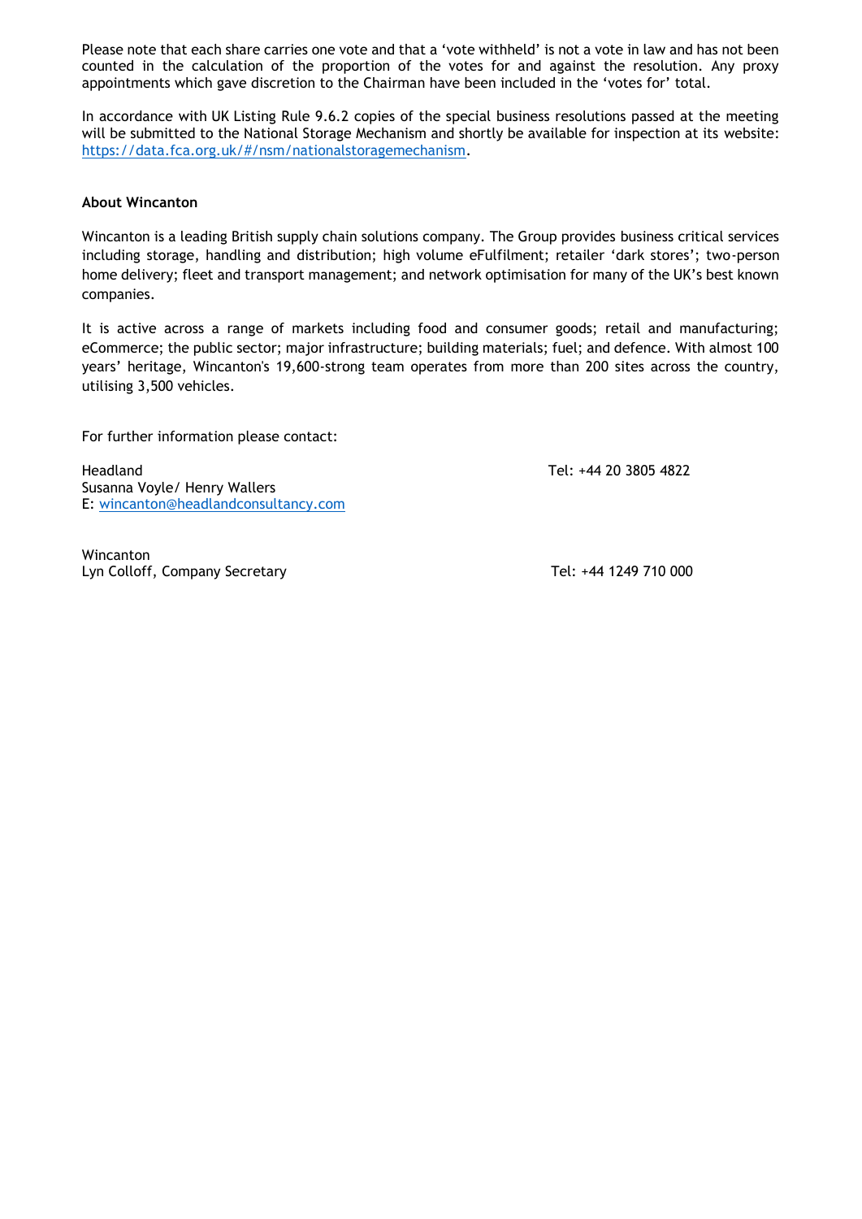Please note that each share carries one vote and that a 'vote withheld' is not a vote in law and has not been counted in the calculation of the proportion of the votes for and against the resolution. Any proxy appointments which gave discretion to the Chairman have been included in the 'votes for' total.

In accordance with UK Listing Rule 9.6.2 copies of the special business resolutions passed at the meeting will be submitted to the National Storage Mechanism and shortly be available for inspection at its website: https://data.fca.org.uk/#/nsm/nationalstoragemechanism.

**About Wincanton**

Wincanton is a leading British supply chain solutions company. The Group provides business critical services including storage, handling and distribution; high volume eFulfilment; retailer 'dark stores'; two-person home delivery; fleet and transport management; and network optimisation for many of the UK's best known companies.

It is active across a range of markets including food and consumer goods; retail and manufacturing; eCommerce; the public sector; major infrastructure; building materials; fuel; and defence. With almost 100 years' heritage, Wincanton's 19,600-strong team operates from more than 200 sites across the country, utilising 3,500 vehicles.

For further information please contact:

Headland
Susanna Voyle/ Henry Wallers
E: wincanton@headlandconsultancy.com
Tel: +44 20 3805 4822

Wincanton
Lyn Colloff, Company Secretary
Tel: +44 1249 710 000